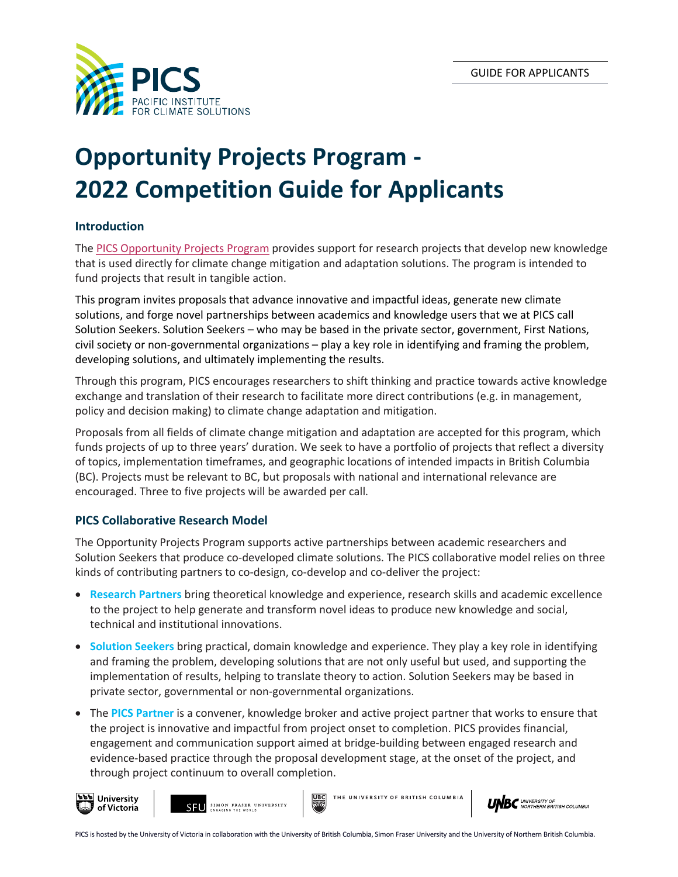PICS
PACIFIC INSTITUTE
FOR CLIMATE SOLUTIONS

GUIDE FOR APPLICANTS

# Opportunity Projects Program - 2022 Competition Guide for Applicants

## Introduction

The PICS Opportunity Projects Program provides support for research projects that develop new knowledge that is used directly for climate change mitigation and adaptation solutions. The program is intended to fund projects that result in tangible action.

This program invites proposals that advance innovative and impactful ideas, generate new climate solutions, and forge novel partnerships between academics and knowledge users that we at PICS call Solution Seekers. Solution Seekers – who may be based in the private sector, government, First Nations, civil society or non-governmental organizations – play a key role in identifying and framing the problem, developing solutions, and ultimately implementing the results.

Through this program, PICS encourages researchers to shift thinking and practice towards active knowledge exchange and translation of their research to facilitate more direct contributions (e.g. in management, policy and decision making) to climate change adaptation and mitigation.

Proposals from all fields of climate change mitigation and adaptation are accepted for this program, which funds projects of up to three years' duration. We seek to have a portfolio of projects that reflect a diversity of topics, implementation timeframes, and geographic locations of intended impacts in British Columbia (BC). Projects must be relevant to BC, but proposals with national and international relevance are encouraged. Three to five projects will be awarded per call.

## PICS Collaborative Research Model

The Opportunity Projects Program supports active partnerships between academic researchers and Solution Seekers that produce co-developed climate solutions. The PICS collaborative model relies on three kinds of contributing partners to co-design, co-develop and co-deliver the project:

- **Research Partners** bring theoretical knowledge and experience, research skills and academic excellence to the project to help generate and transform novel ideas to produce new knowledge and social, technical and institutional innovations.
- **Solution Seekers** bring practical, domain knowledge and experience. They play a key role in identifying and framing the problem, developing solutions that are not only useful but used, and supporting the implementation of results, helping to translate theory to action. Solution Seekers may be based in private sector, governmental or non-governmental organizations.
- The **PICS Partner** is a convener, knowledge broker and active project partner that works to ensure that the project is innovative and impactful from project onset to completion. PICS provides financial, engagement and communication support aimed at bridge-building between engaged research and evidence-based practice through the proposal development stage, at the onset of the project, and through project continuum to overall completion.

PICS is hosted by the University of Victoria in collaboration with the University of British Columbia, Simon Fraser University and the University of Northern British Columbia.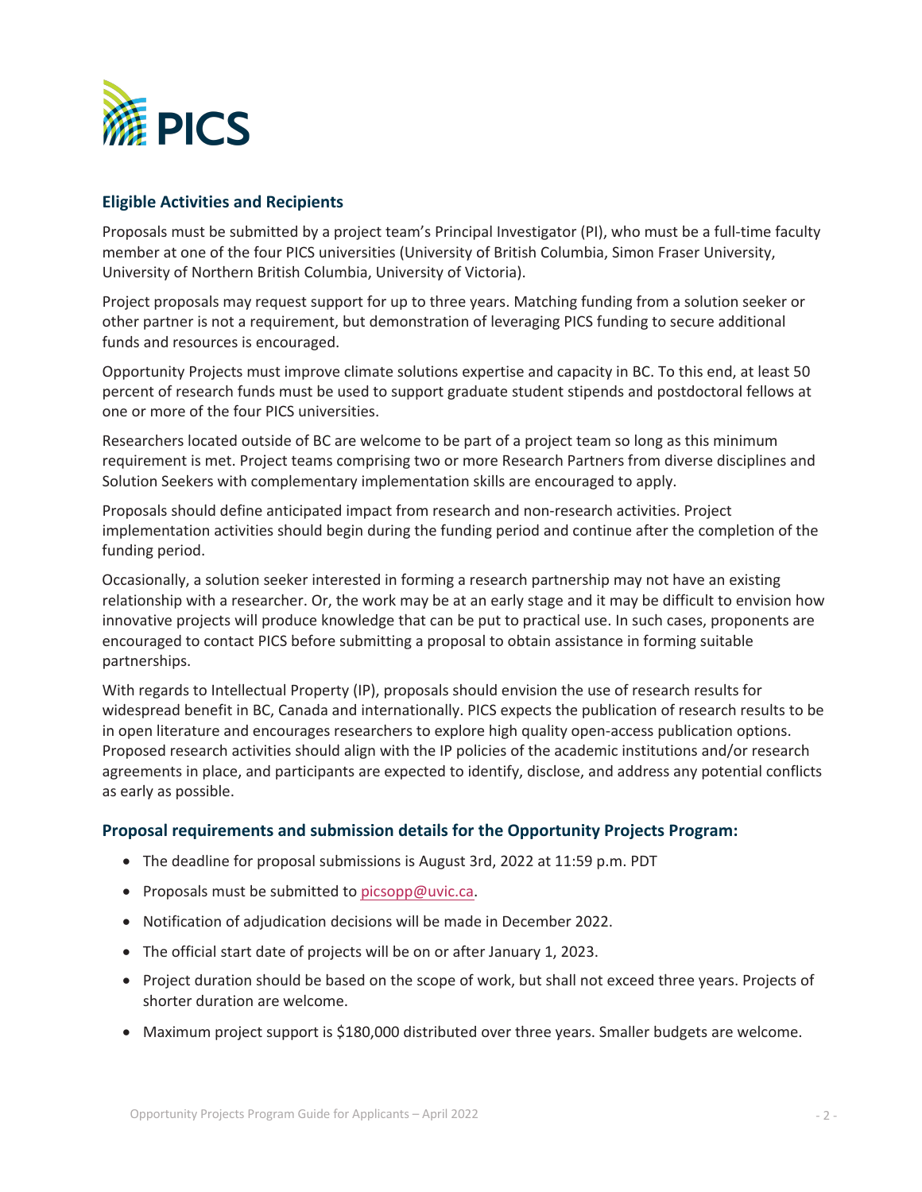## Eligible Activities and Recipients

Proposals must be submitted by a project team's Principal Investigator (PI), who must be a full-time faculty member at one of the four PICS universities (University of British Columbia, Simon Fraser University, University of Northern British Columbia, University of Victoria).

Project proposals may request support for up to three years. Matching funding from a solution seeker or other partner is not a requirement, but demonstration of leveraging PICS funding to secure additional funds and resources is encouraged.

Opportunity Projects must improve climate solutions expertise and capacity in BC. To this end, at least 50 percent of research funds must be used to support graduate student stipends and postdoctoral fellows at one or more of the four PICS universities.

Researchers located outside of BC are welcome to be part of a project team so long as this minimum requirement is met. Project teams comprising two or more Research Partners from diverse disciplines and Solution Seekers with complementary implementation skills are encouraged to apply.

Proposals should define anticipated impact from research and non-research activities. Project implementation activities should begin during the funding period and continue after the completion of the funding period.

Occasionally, a solution seeker interested in forming a research partnership may not have an existing relationship with a researcher. Or, the work may be at an early stage and it may be difficult to envision how innovative projects will produce knowledge that can be put to practical use. In such cases, proponents are encouraged to contact PICS before submitting a proposal to obtain assistance in forming suitable partnerships.

With regards to Intellectual Property (IP), proposals should envision the use of research results for widespread benefit in BC, Canada and internationally. PICS expects the publication of research results to be in open literature and encourages researchers to explore high quality open-access publication options. Proposed research activities should align with the IP policies of the academic institutions and/or research agreements in place, and participants are expected to identify, disclose, and address any potential conflicts as early as possible.

### Proposal requirements and submission details for the Opportunity Projects Program:

- The deadline for proposal submissions is August 3rd, 2022 at 11:59 p.m. PDT
- Proposals must be submitted to picsopp@uvic.ca.
- Notification of adjudication decisions will be made in December 2022.
- The official start date of projects will be on or after January 1, 2023.
- Project duration should be based on the scope of work, but shall not exceed three years. Projects of shorter duration are welcome.
- Maximum project support is $180,000 distributed over three years. Smaller budgets are welcome.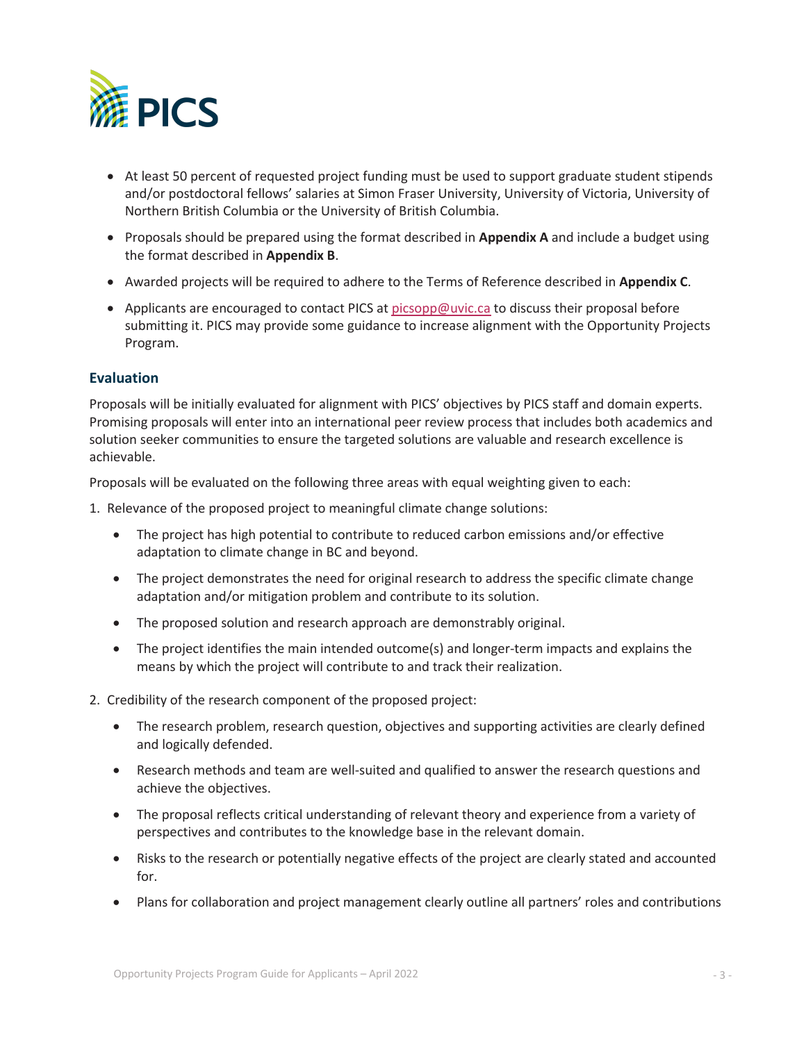- At least 50 percent of requested project funding must be used to support graduate student stipends and/or postdoctoral fellows' salaries at Simon Fraser University, University of Victoria, University of Northern British Columbia or the University of British Columbia.
- Proposals should be prepared using the format described in **Appendix A** and include a budget using the format described in **Appendix B**.
- Awarded projects will be required to adhere to the Terms of Reference described in **Appendix C**.
- Applicants are encouraged to contact PICS at picsopp@uvic.ca to discuss their proposal before submitting it. PICS may provide some guidance to increase alignment with the Opportunity Projects Program.

## Evaluation

Proposals will be initially evaluated for alignment with PICS' objectives by PICS staff and domain experts. Promising proposals will enter into an international peer review process that includes both academics and solution seeker communities to ensure the targeted solutions are valuable and research excellence is achievable.

Proposals will be evaluated on the following three areas with equal weighting given to each:

1. Relevance of the proposed project to meaningful climate change solutions:
   - The project has high potential to contribute to reduced carbon emissions and/or effective adaptation to climate change in BC and beyond.
   - The project demonstrates the need for original research to address the specific climate change adaptation and/or mitigation problem and contribute to its solution.
   - The proposed solution and research approach are demonstrably original.
   - The project identifies the main intended outcome(s) and longer-term impacts and explains the means by which the project will contribute to and track their realization.
2. Credibility of the research component of the proposed project:
   - The research problem, research question, objectives and supporting activities are clearly defined and logically defended.
   - Research methods and team are well-suited and qualified to answer the research questions and achieve the objectives.
   - The proposal reflects critical understanding of relevant theory and experience from a variety of perspectives and contributes to the knowledge base in the relevant domain.
   - Risks to the research or potentially negative effects of the project are clearly stated and accounted for.
   - Plans for collaboration and project management clearly outline all partners' roles and contributions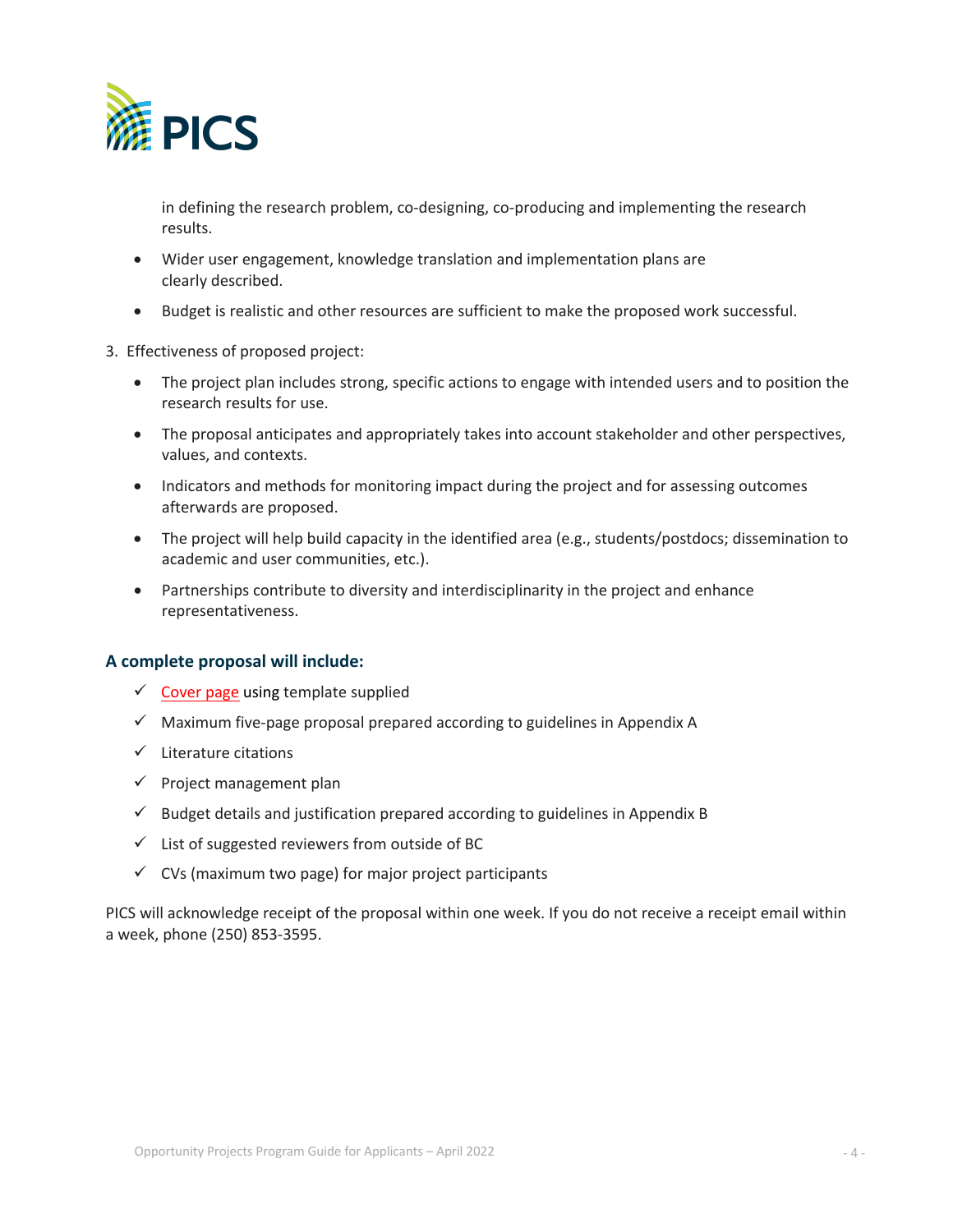in defining the research problem, co-designing, co-producing and implementing the research results.

- Wider user engagement, knowledge translation and implementation plans are clearly described.
- Budget is realistic and other resources are sufficient to make the proposed work successful.

3. Effectiveness of proposed project:

- The project plan includes strong, specific actions to engage with intended users and to position the research results for use.
- The proposal anticipates and appropriately takes into account stakeholder and other perspectives, values, and contexts.
- Indicators and methods for monitoring impact during the project and for assessing outcomes afterwards are proposed.
- The project will help build capacity in the identified area (e.g., students/postdocs; dissemination to academic and user communities, etc.).
- Partnerships contribute to diversity and interdisciplinarity in the project and enhance representativeness.

### A complete proposal will include:

- ✓ Cover page using template supplied
- ✓ Maximum five-page proposal prepared according to guidelines in Appendix A
- ✓ Literature citations
- ✓ Project management plan
- ✓ Budget details and justification prepared according to guidelines in Appendix B
- ✓ List of suggested reviewers from outside of BC
- ✓ CVs (maximum two page) for major project participants

PICS will acknowledge receipt of the proposal within one week. If you do not receive a receipt email within a week, phone (250) 853-3595.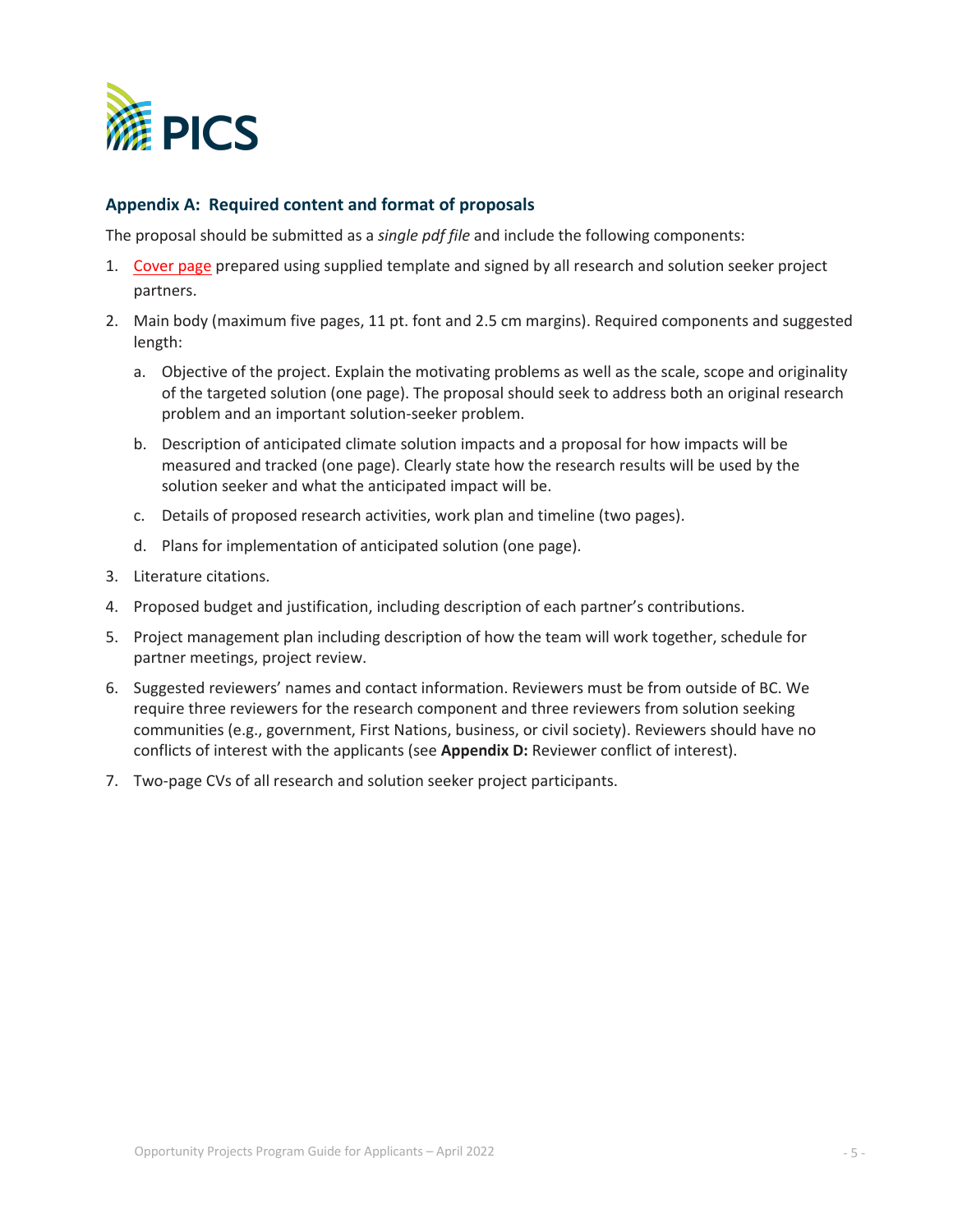## Appendix A: Required content and format of proposals

The proposal should be submitted as a *single pdf file* and include the following components:

1. Cover page prepared using supplied template and signed by all research and solution seeker project partners.
2. Main body (maximum five pages, 11 pt. font and 2.5 cm margins). Required components and suggested length:
   a. Objective of the project. Explain the motivating problems as well as the scale, scope and originality of the targeted solution (one page). The proposal should seek to address both an original research problem and an important solution-seeker problem.
   b. Description of anticipated climate solution impacts and a proposal for how impacts will be measured and tracked (one page). Clearly state how the research results will be used by the solution seeker and what the anticipated impact will be.
   c. Details of proposed research activities, work plan and timeline (two pages).
   d. Plans for implementation of anticipated solution (one page).
3. Literature citations.
4. Proposed budget and justification, including description of each partner's contributions.
5. Project management plan including description of how the team will work together, schedule for partner meetings, project review.
6. Suggested reviewers' names and contact information. Reviewers must be from outside of BC. We require three reviewers for the research component and three reviewers from solution seeking communities (e.g., government, First Nations, business, or civil society). Reviewers should have no conflicts of interest with the applicants (see **Appendix D:** Reviewer conflict of interest).
7. Two-page CVs of all research and solution seeker project participants.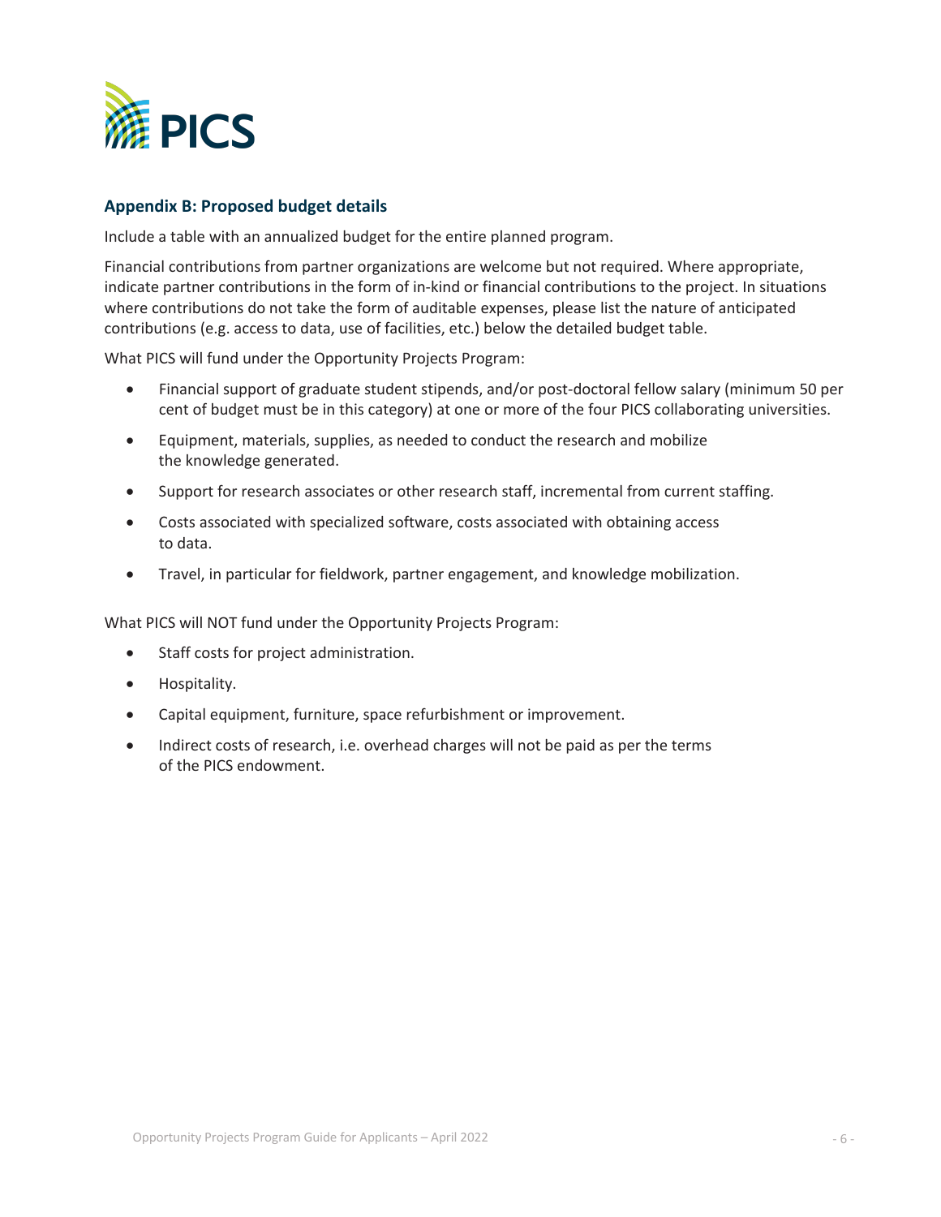## Appendix B: Proposed budget details

Include a table with an annualized budget for the entire planned program.

Financial contributions from partner organizations are welcome but not required. Where appropriate, indicate partner contributions in the form of in-kind or financial contributions to the project. In situations where contributions do not take the form of auditable expenses, please list the nature of anticipated contributions (e.g. access to data, use of facilities, etc.) below the detailed budget table.

What PICS will fund under the Opportunity Projects Program:

- Financial support of graduate student stipends, and/or post-doctoral fellow salary (minimum 50 per cent of budget must be in this category) at one or more of the four PICS collaborating universities.
- Equipment, materials, supplies, as needed to conduct the research and mobilize the knowledge generated.
- Support for research associates or other research staff, incremental from current staffing.
- Costs associated with specialized software, costs associated with obtaining access to data.
- Travel, in particular for fieldwork, partner engagement, and knowledge mobilization.

What PICS will NOT fund under the Opportunity Projects Program:

- Staff costs for project administration.
- Hospitality.
- Capital equipment, furniture, space refurbishment or improvement.
- Indirect costs of research, i.e. overhead charges will not be paid as per the terms of the PICS endowment.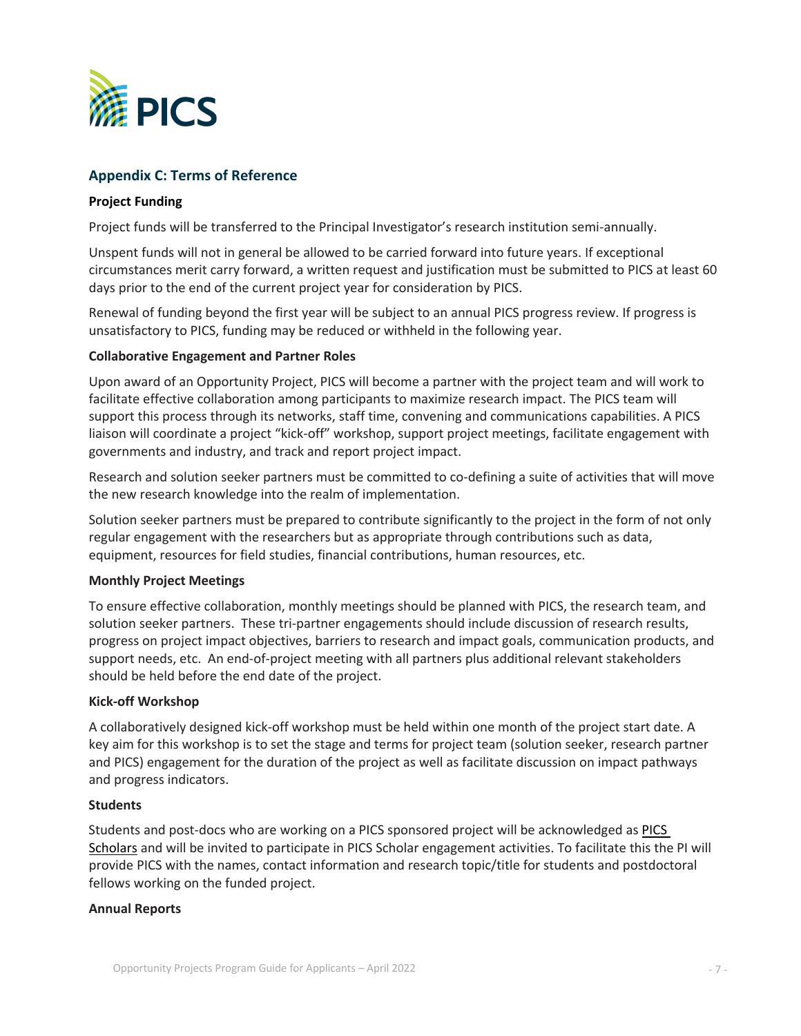## Appendix C: Terms of Reference

**Project Funding**

Project funds will be transferred to the Principal Investigator's research institution semi-annually.

Unspent funds will not in general be allowed to be carried forward into future years. If exceptional circumstances merit carry forward, a written request and justification must be submitted to PICS at least 60 days prior to the end of the current project year for consideration by PICS.

Renewal of funding beyond the first year will be subject to an annual PICS progress review. If progress is unsatisfactory to PICS, funding may be reduced or withheld in the following year.

**Collaborative Engagement and Partner Roles**

Upon award of an Opportunity Project, PICS will become a partner with the project team and will work to facilitate effective collaboration among participants to maximize research impact. The PICS team will support this process through its networks, staff time, convening and communications capabilities. A PICS liaison will coordinate a project "kick-off" workshop, support project meetings, facilitate engagement with governments and industry, and track and report project impact.

Research and solution seeker partners must be committed to co-defining a suite of activities that will move the new research knowledge into the realm of implementation.

Solution seeker partners must be prepared to contribute significantly to the project in the form of not only regular engagement with the researchers but as appropriate through contributions such as data, equipment, resources for field studies, financial contributions, human resources, etc.

**Monthly Project Meetings**

To ensure effective collaboration, monthly meetings should be planned with PICS, the research team, and solution seeker partners. These tri-partner engagements should include discussion of research results, progress on project impact objectives, barriers to research and impact goals, communication products, and support needs, etc. An end-of-project meeting with all partners plus additional relevant stakeholders should be held before the end date of the project.

**Kick-off Workshop**

A collaboratively designed kick-off workshop must be held within one month of the project start date. A key aim for this workshop is to set the stage and terms for project team (solution seeker, research partner and PICS) engagement for the duration of the project as well as facilitate discussion on impact pathways and progress indicators.

**Students**

Students and post-docs who are working on a PICS sponsored project will be acknowledged as PICS Scholars and will be invited to participate in PICS Scholar engagement activities. To facilitate this the PI will provide PICS with the names, contact information and research topic/title for students and postdoctoral fellows working on the funded project.

**Annual Reports**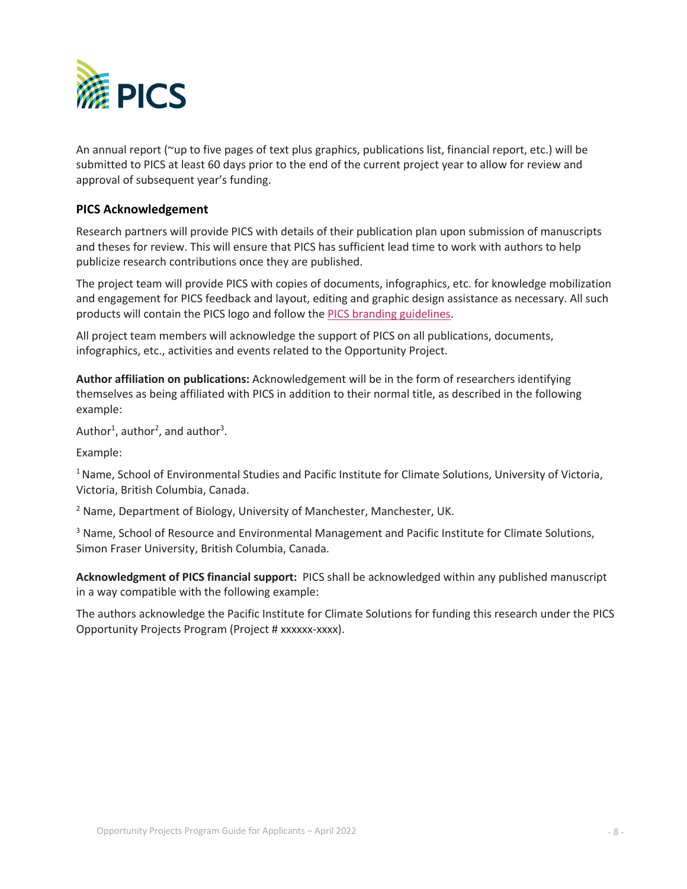An annual report (~up to five pages of text plus graphics, publications list, financial report, etc.) will be submitted to PICS at least 60 days prior to the end of the current project year to allow for review and approval of subsequent year's funding.

### PICS Acknowledgement

Research partners will provide PICS with details of their publication plan upon submission of manuscripts and theses for review. This will ensure that PICS has sufficient lead time to work with authors to help publicize research contributions once they are published.

The project team will provide PICS with copies of documents, infographics, etc. for knowledge mobilization and engagement for PICS feedback and layout, editing and graphic design assistance as necessary. All such products will contain the PICS logo and follow the PICS branding guidelines.

All project team members will acknowledge the support of PICS on all publications, documents, infographics, etc., activities and events related to the Opportunity Project.

**Author affiliation on publications:** Acknowledgement will be in the form of researchers identifying themselves as being affiliated with PICS in addition to their normal title, as described in the following example:

Author[1], author[2], and author[3].

Example:

[1] Name, School of Environmental Studies and Pacific Institute for Climate Solutions, University of Victoria, Victoria, British Columbia, Canada.

[2] Name, Department of Biology, University of Manchester, Manchester, UK.

[3] Name, School of Resource and Environmental Management and Pacific Institute for Climate Solutions, Simon Fraser University, British Columbia, Canada.

**Acknowledgment of PICS financial support:** PICS shall be acknowledged within any published manuscript in a way compatible with the following example:

The authors acknowledge the Pacific Institute for Climate Solutions for funding this research under the PICS Opportunity Projects Program (Project # xxxxxx-xxxx).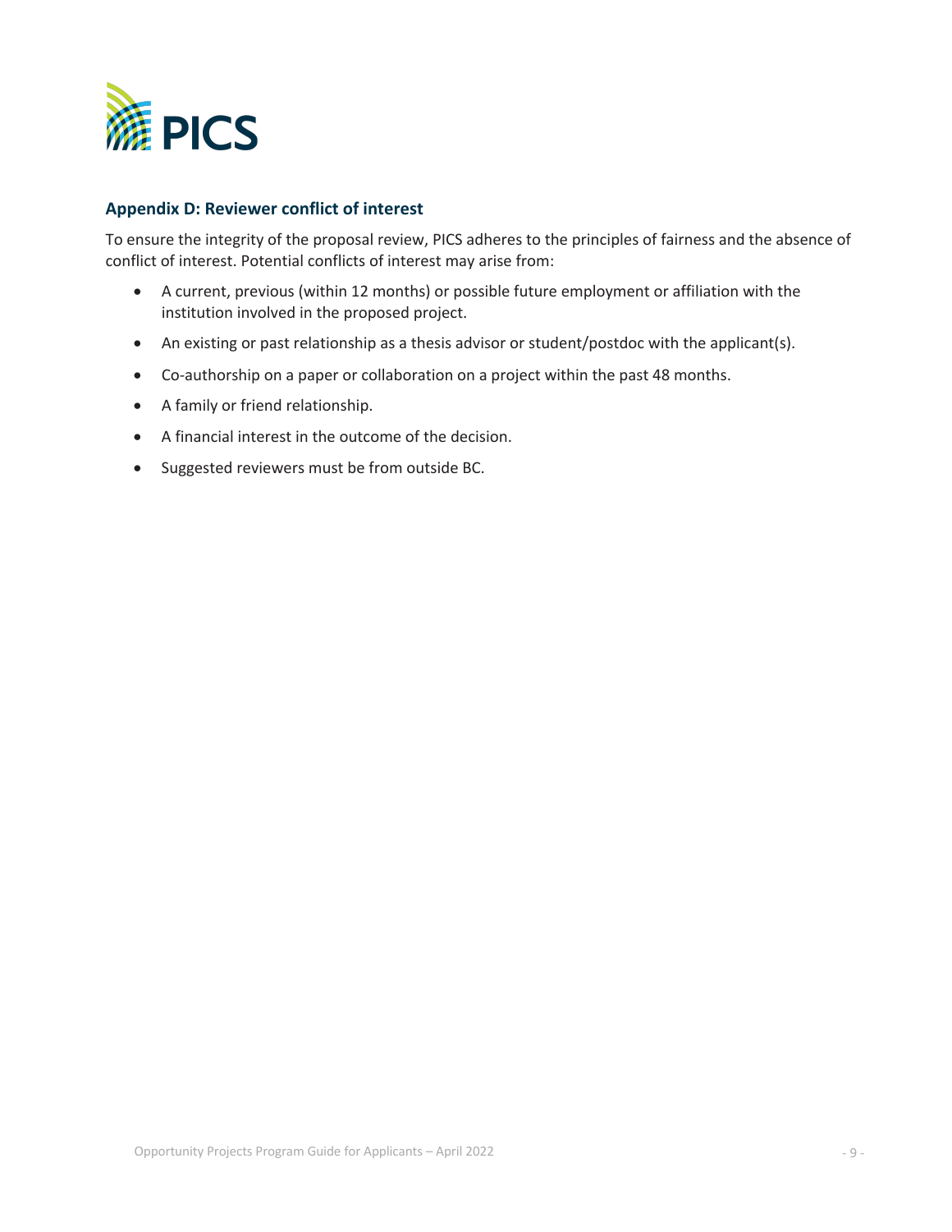## Appendix D: Reviewer conflict of interest

To ensure the integrity of the proposal review, PICS adheres to the principles of fairness and the absence of conflict of interest. Potential conflicts of interest may arise from:

- A current, previous (within 12 months) or possible future employment or affiliation with the institution involved in the proposed project.
- An existing or past relationship as a thesis advisor or student/postdoc with the applicant(s).
- Co-authorship on a paper or collaboration on a project within the past 48 months.
- A family or friend relationship.
- A financial interest in the outcome of the decision.
- Suggested reviewers must be from outside BC.